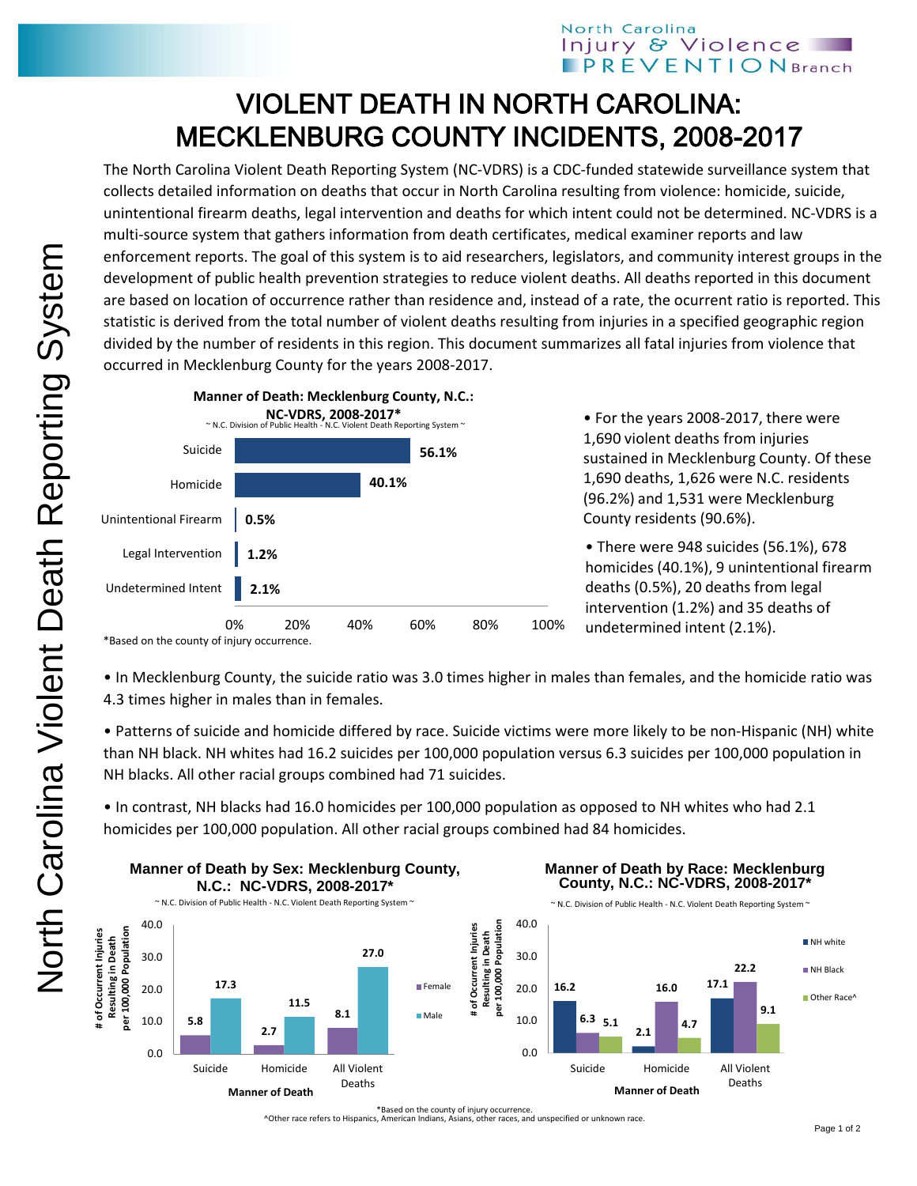# VIOLENT DEATH IN NORTH CAROLINA: MECKLENBURG COUNTY INCIDENTS, 2008-2017

The North Carolina Violent Death Reporting System (NC-VDRS) is a CDC-funded statewide surveillance system that collects detailed information on deaths that occur in North Carolina resulting from violence: homicide, suicide, unintentional firearm deaths, legal intervention and deaths for which intent could not be determined. NC-VDRS is a multi-source system that gathers information from death certificates, medical examiner reports and law enforcement reports. The goal of this system is to aid researchers, legislators, and community interest groups in the development of public health prevention strategies to reduce violent deaths. All deaths reported in this document are based on location of occurrence rather than residence and, instead of a rate, the ocurrent ratio is reported. This statistic is derived from the total number of violent deaths resulting from injuries in a specified geographic region divided by the number of residents in this region. This document summarizes all fatal injuries from violence that occurred in Mecklenburg County for the years 2008-2017.

**Manner of Death: Mecklenburg County, N.C.: NC-VDRS, 2008-2017***

~ N.C. Division of Public Health - N.C. Violent Death Reporting System ~

| Manner of Death | Percent |
|---|---|
| Suicide | 56.1% |
| Homicide | 40.1% |
| Unintentional Firearm | 0.5% |
| Legal Intervention | 1.2% |
| Undetermined Intent | 2.1% |

*Based on the county of injury occurrence.

- For the years 2008-2017, there were 1,690 violent deaths from injuries sustained in Mecklenburg County. Of these 1,690 deaths, 1,626 were N.C. residents (96.2%) and 1,531 were Mecklenburg County residents (90.6%).
- There were 948 suicides (56.1%), 678 homicides (40.1%), 9 unintentional firearm deaths (0.5%), 20 deaths from legal intervention (1.2%) and 35 deaths of undetermined intent (2.1%).

- In Mecklenburg County, the suicide ratio was 3.0 times higher in males than females, and the homicide ratio was 4.3 times higher in males than in females.
- Patterns of suicide and homicide differed by race. Suicide victims were more likely to be non-Hispanic (NH) white than NH black. NH whites had 16.2 suicides per 100,000 population versus 6.3 suicides per 100,000 population in NH blacks. All other racial groups combined had 71 suicides.
- In contrast, NH blacks had 16.0 homicides per 100,000 population as opposed to NH whites who had 2.1 homicides per 100,000 population. All other racial groups combined had 84 homicides.

**Manner of Death by Sex: Mecklenburg County, N.C.: NC-VDRS, 2008-2017***

~ N.C. Division of Public Health - N.C. Violent Death Reporting System ~

# of Occurrent Injuries Resulting in Death per 100,000 Population

| Manner of Death | Female | Male |
|---|---|---|
| Suicide | 5.8 | 17.3 |
| Homicide | 2.7 | 11.5 |
| All Violent Deaths | 8.1 | 27.0 |

**Manner of Death by Race: Mecklenburg County, N.C.: NC-VDRS, 2008-2017***

~ N.C. Division of Public Health - N.C. Violent Death Reporting System ~

# of Occurrent Injuries Resulting in Death per 100,000 Population

| Manner of Death | NH white | NH Black | Other Race^ |
|---|---|---|---|
| Suicide | 16.2 | 6.3 | 5.1 |
| Homicide | 2.1 | 16.0 | 4.7 |
| All Violent Deaths | 17.1 | 22.2 | 9.1 |

*Based on the county of injury occurrence.
^Other race refers to Hispanics, American Indians, Asians, other races, and unspecified or unknown race.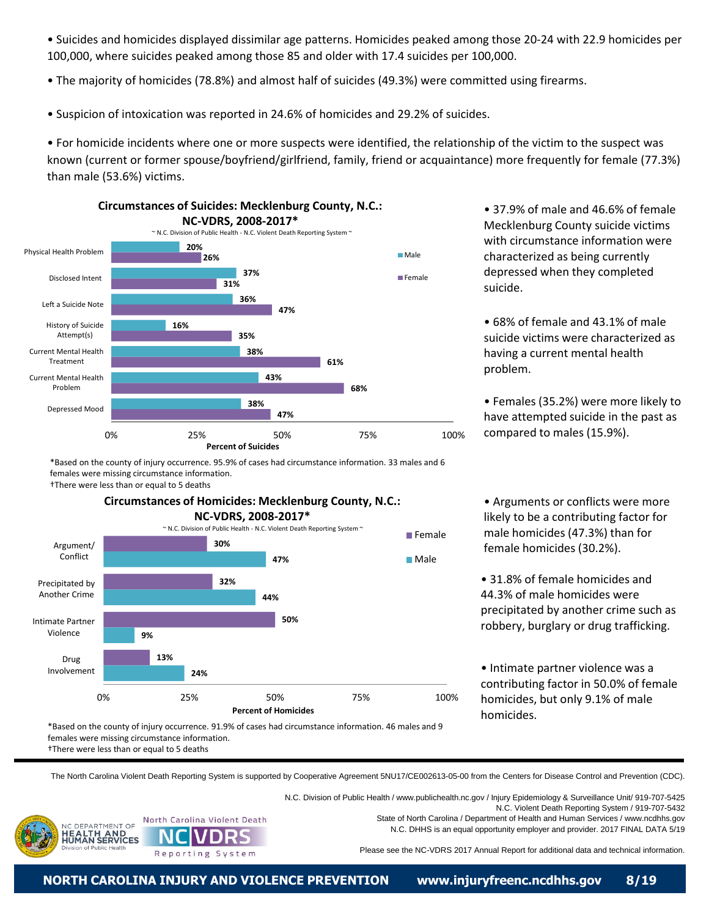• Suicides and homicides displayed dissimilar age patterns. Homicides peaked among those 20-24 with 22.9 homicides per 100,000, where suicides peaked among those 85 and older with 17.4 suicides per 100,000.

• The majority of homicides (78.8%) and almost half of suicides (49.3%) were committed using firearms.

• Suspicion of intoxication was reported in 24.6% of homicides and 29.2% of suicides.

• For homicide incidents where one or more suspects were identified, the relationship of the victim to the suspect was known (current or former spouse/boyfriend/girlfriend, family, friend or acquaintance) more frequently for female (77.3%) than male (53.6%) victims.

**Circumstances of Suicides: Mecklenburg County, N.C.: NC-VDRS, 2008-2017***

~ N.C. Division of Public Health - N.C. Violent Death Reporting System ~

Male
Female

Physical Health Problem 20% 26%
Disclosed Intent 37% 31%
Left a Suicide Note 36% 47%
History of Suicide Attempt(s) 16% 35%
Current Mental Health Treatment 38% 61%
Current Mental Health Problem 43% 68%
Depressed Mood 38% 47%

0% 25% 50% 75% 100%

Percent of Suicides

*Based on the county of injury occurrence. 95.9% of cases had circumstance information. 33 males and 6 females were missing circumstance information.
†There were less than or equal to 5 deaths

• 37.9% of male and 46.6% of female Mecklenburg County suicide victims with circumstance information were characterized as being currently depressed when they completed suicide.

• 68% of female and 43.1% of male suicide victims were characterized as having a current mental health problem.

• Females (35.2%) were more likely to have attempted suicide in the past as compared to males (15.9%).

**Circumstances of Homicides: Mecklenburg County, N.C.: NC-VDRS, 2008-2017***

~ N.C. Division of Public Health - N.C. Violent Death Reporting System ~

Female
Male

Argument/ Conflict 30% 47%
Precipitated by Another Crime 32% 44%
Intimate Partner Violence 50% 9%
Drug Involvement 13% 24%

0% 25% 50% 75% 100%

Percent of Homicides

*Based on the county of injury occurrence. 91.9% of cases had circumstance information. 46 males and 9 females were missing circumstance information.
†There were less than or equal to 5 deaths

• Arguments or conflicts were more likely to be a contributing factor for male homicides (47.3%) than for female homicides (30.2%).

• 31.8% of female homicides and 44.3% of male homicides were precipitated by another crime such as robbery, burglary or drug trafficking.

• Intimate partner violence was a contributing factor in 50.0% of female homicides, but only 9.1% of male homicides.

The North Carolina Violent Death Reporting System is supported by Cooperative Agreement 5NU17/CE002613-05-00 from the Centers for Disease Control and Prevention (CDC).

N.C. Division of Public Health / www.publichealth.nc.gov / Injury Epidemiology & Surveillance Unit/ 919-707-5425
N.C. Violent Death Reporting System / 919-707-5432
State of North Carolina / Department of Health and Human Services / www.ncdhhs.gov
N.C. DHHS is an equal opportunity employer and provider. 2017 FINAL DATA 5/19

Please see the NC-VDRS 2017 Annual Report for additional data and technical information.